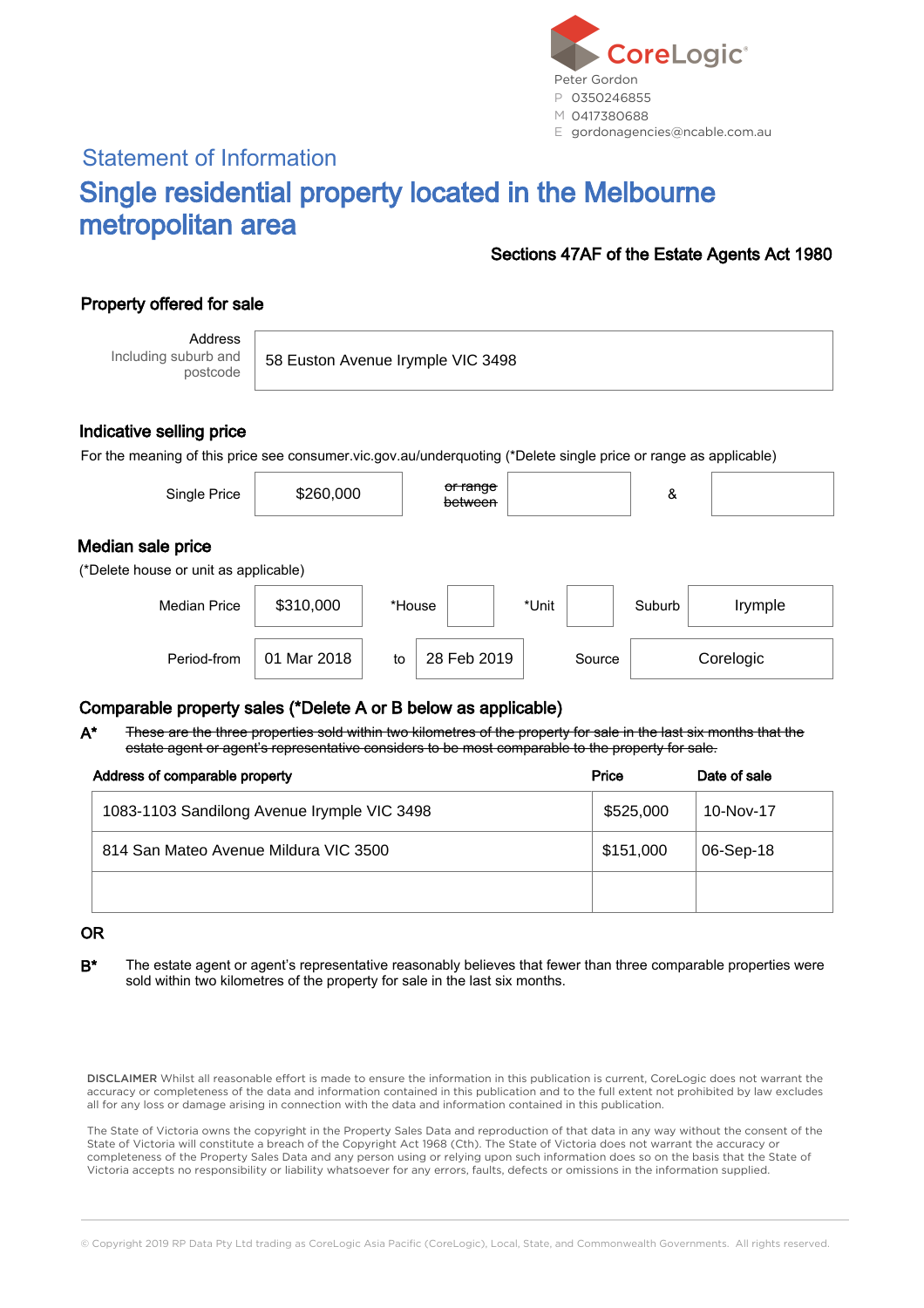CoreLogic

Peter Gordon
P 0350246855
M 0417380688
E gordonagencies@ncable.com.au

## Statement of Information

# Single residential property located in the Melbourne metropolitan area

**Sections 47AF of the Estate Agents Act 1980**

### Property offered for sale

| Address Including suburb and postcode | 58 Euston Avenue Irymple VIC 3498 |
|---|---|

### Indicative selling price

For the meaning of this price see consumer.vic.gov.au/underquoting (*Delete single price or range as applicable)

| Single Price | $260,000 | ~~or range between~~ | | & | |
|---|---|---|---|---|---|

### Median sale price

(*Delete house or unit as applicable)

| Median Price | $310,000 | *House | | *Unit | | Suburb | Irymple |
|---|---|---|---|---|---|---|---|
| Period-from | 01 Mar 2018 | to | 28 Feb 2019 | Source | Corelogic | | |

### Comparable property sales (*Delete A or B below as applicable)

**A*** ~~These are the three properties sold within two kilometres of the property for sale in the last six months that the estate agent or agent's representative considers to be most comparable to the property for sale.~~

| Address of comparable property | Price | Date of sale |
|---|---|---|
| 1083-1103 Sandilong Avenue Irymple VIC 3498 | $525,000 | 10-Nov-17 |
| 814 San Mateo Avenue Mildura VIC 3500 | $151,000 | 06-Sep-18 |
| | | |

**OR**

**B*** The estate agent or agent's representative reasonably believes that fewer than three comparable properties were sold within two kilometres of the property for sale in the last six months.

DISCLAIMER Whilst all reasonable effort is made to ensure the information in this publication is current, CoreLogic does not warrant the accuracy or completeness of the data and information contained in this publication and to the full extent not prohibited by law excludes all for any loss or damage arising in connection with the data and information contained in this publication.

The State of Victoria owns the copyright in the Property Sales Data and reproduction of that data in any way without the consent of the State of Victoria will constitute a breach of the Copyright Act 1968 (Cth). The State of Victoria does not warrant the accuracy or completeness of the Property Sales Data and any person using or relying upon such information does so on the basis that the State of Victoria accepts no responsibility or liability whatsoever for any errors, faults, defects or omissions in the information supplied.

© Copyright 2019 RP Data Pty Ltd trading as CoreLogic Asia Pacific (CoreLogic), Local, State, and Commonwealth Governments. All rights reserved.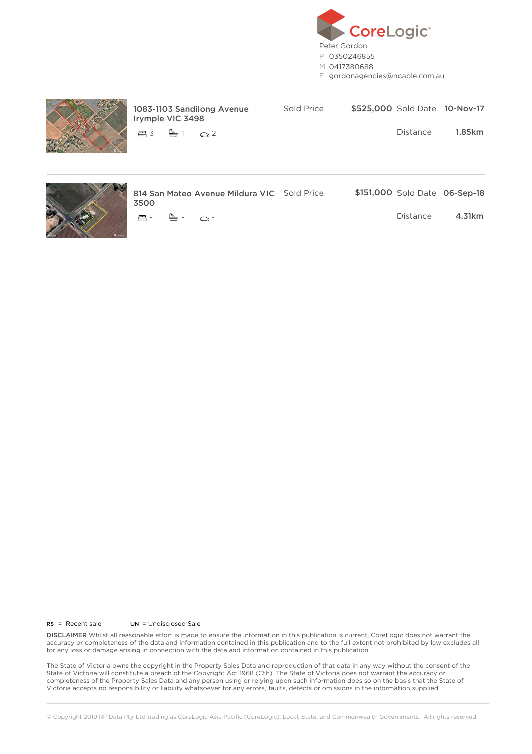CoreLogic
Peter Gordon
P 0350246855
M 0417380688
E gordonagencies@ncable.com.au

| | | | | |
|---|---|---|---|---|
| **1083-1103 Sandilong Avenue Irymple VIC 3498** | Sold Price | **$525,000** | Sold Date | **10-Nov-17** |
| 3 bed, 1 bath, 2 car | | | Distance | **1.85km** |
| **814 San Mateo Avenue Mildura VIC 3500** | Sold Price | **$151,000** | Sold Date | **06-Sep-18** |
| - bed, - bath, - car | | | Distance | **4.31km** |

**RS** = Recent sale  **UN** = Undisclosed Sale

**DISCLAIMER** Whilst all reasonable effort is made to ensure the information in this publication is current, CoreLogic does not warrant the accuracy or completeness of the data and information contained in this publication and to the full extent not prohibited by law excludes all for any loss or damage arising in connection with the data and information contained in this publication.

The State of Victoria owns the copyright in the Property Sales Data and reproduction of that data in any way without the consent of the State of Victoria will constitute a breach of the Copyright Act 1968 (Cth). The State of Victoria does not warrant the accuracy or completeness of the Property Sales Data and any person using or relying upon such information does so on the basis that the State of Victoria accepts no responsibility or liability whatsoever for any errors, faults, defects or omissions in the information supplied.

© Copyright 2019 RP Data Pty Ltd trading as CoreLogic Asia Pacific (CoreLogic), Local, State, and Commonwealth Governments. All rights reserved.